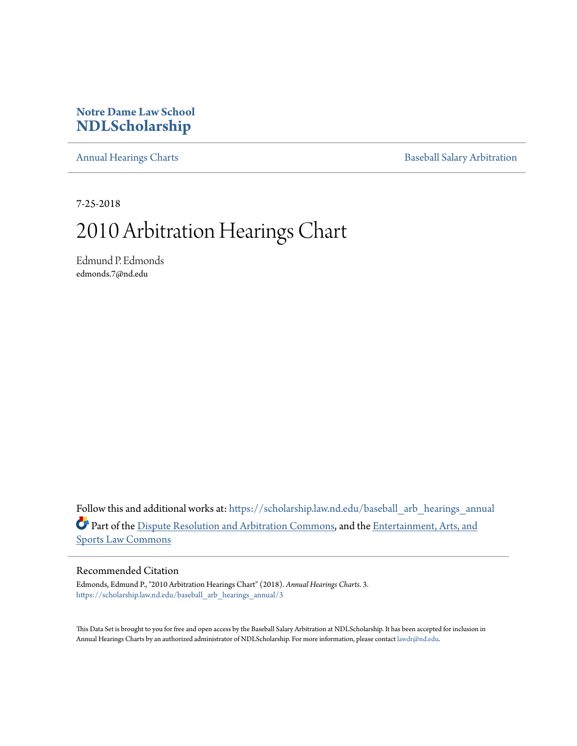**Notre Dame Law School**
**NDLScholarship**

Annual Hearings Charts | Baseball Salary Arbitration

7-25-2018

# 2010 Arbitration Hearings Chart

Edmund P. Edmonds
edmonds.7@nd.edu

Follow this and additional works at: https://scholarship.law.nd.edu/baseball_arb_hearings_annual

Part of the Dispute Resolution and Arbitration Commons, and the Entertainment, Arts, and Sports Law Commons

## Recommended Citation

Edmonds, Edmund P., "2010 Arbitration Hearings Chart" (2018). *Annual Hearings Charts*. 3.
https://scholarship.law.nd.edu/baseball_arb_hearings_annual/3

This Data Set is brought to you for free and open access by the Baseball Salary Arbitration at NDLScholarship. It has been accepted for inclusion in Annual Hearings Charts by an authorized administrator of NDLScholarship. For more information, please contact lawdr@nd.edu.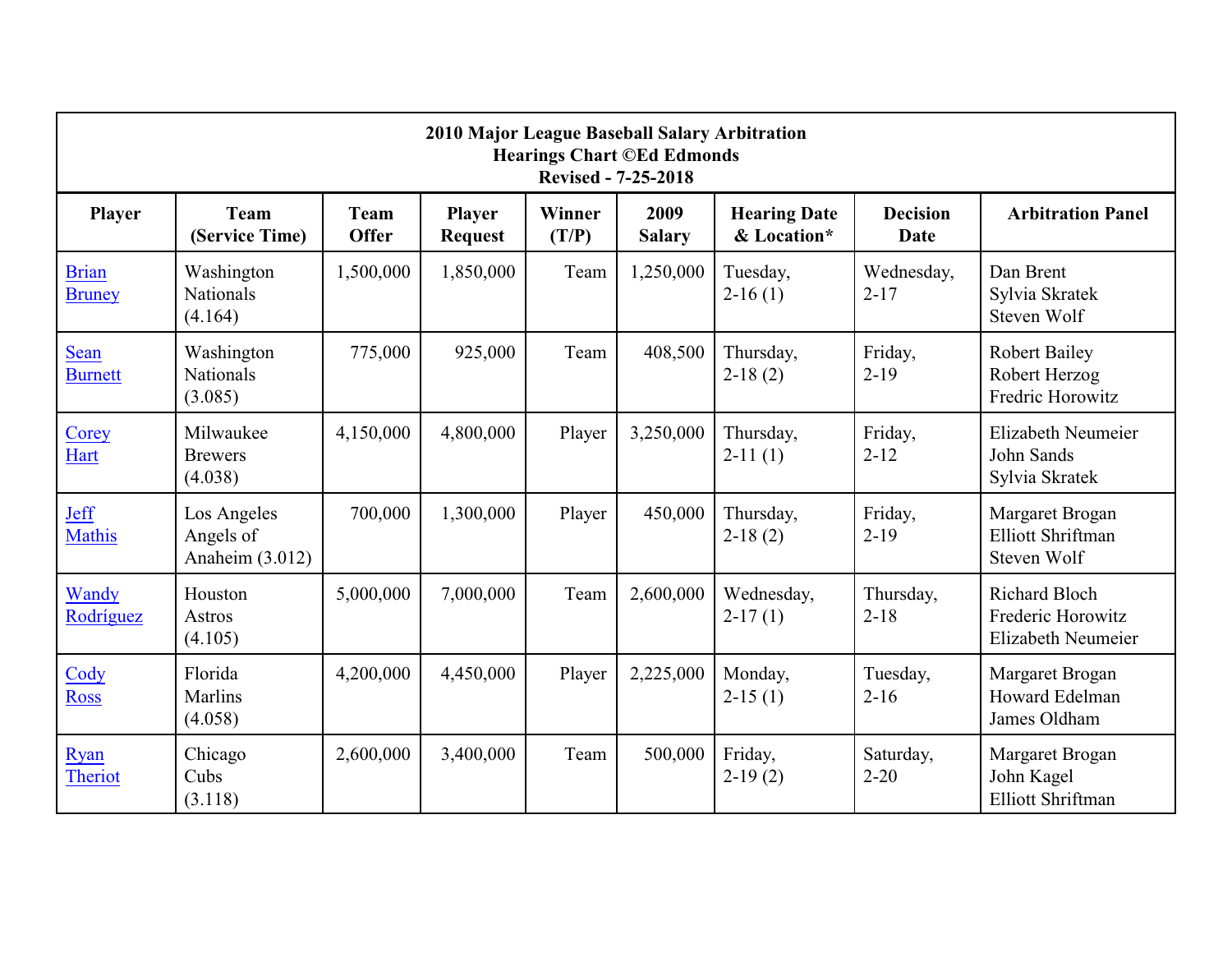| 2010 Major League Baseball Salary Arbitration Hearings Chart ©Ed Edmonds Revised - 7-25-2018 | | | | | | | | |
|---|---|---|---|---|---|---|---|---|
| **Player** | **Team (Service Time)** | **Team Offer** | **Player Request** | **Winner (T/P)** | **2009 Salary** | **Hearing Date & Location*** | **Decision Date** | **Arbitration Panel** |
| Brian Bruney | Washington Nationals (4.164) | 1,500,000 | 1,850,000 | Team | 1,250,000 | Tuesday, 2-16 (1) | Wednesday, 2-17 | Dan Brent Sylvia Skratek Steven Wolf |
| Sean Burnett | Washington Nationals (3.085) | 775,000 | 925,000 | Team | 408,500 | Thursday, 2-18 (2) | Friday, 2-19 | Robert Bailey Robert Herzog Fredric Horowitz |
| Corey Hart | Milwaukee Brewers (4.038) | 4,150,000 | 4,800,000 | Player | 3,250,000 | Thursday, 2-11 (1) | Friday, 2-12 | Elizabeth Neumeier John Sands Sylvia Skratek |
| Jeff Mathis | Los Angeles Angels of Anaheim (3.012) | 700,000 | 1,300,000 | Player | 450,000 | Thursday, 2-18 (2) | Friday, 2-19 | Margaret Brogan Elliott Shriftman Steven Wolf |
| Wandy Rodríguez | Houston Astros (4.105) | 5,000,000 | 7,000,000 | Team | 2,600,000 | Wednesday, 2-17 (1) | Thursday, 2-18 | Richard Bloch Frederic Horowitz Elizabeth Neumeier |
| Cody Ross | Florida Marlins (4.058) | 4,200,000 | 4,450,000 | Player | 2,225,000 | Monday, 2-15 (1) | Tuesday, 2-16 | Margaret Brogan Howard Edelman James Oldham |
| Ryan Theriot | Chicago Cubs (3.118) | 2,600,000 | 3,400,000 | Team | 500,000 | Friday, 2-19 (2) | Saturday, 2-20 | Margaret Brogan John Kagel Elliott Shriftman |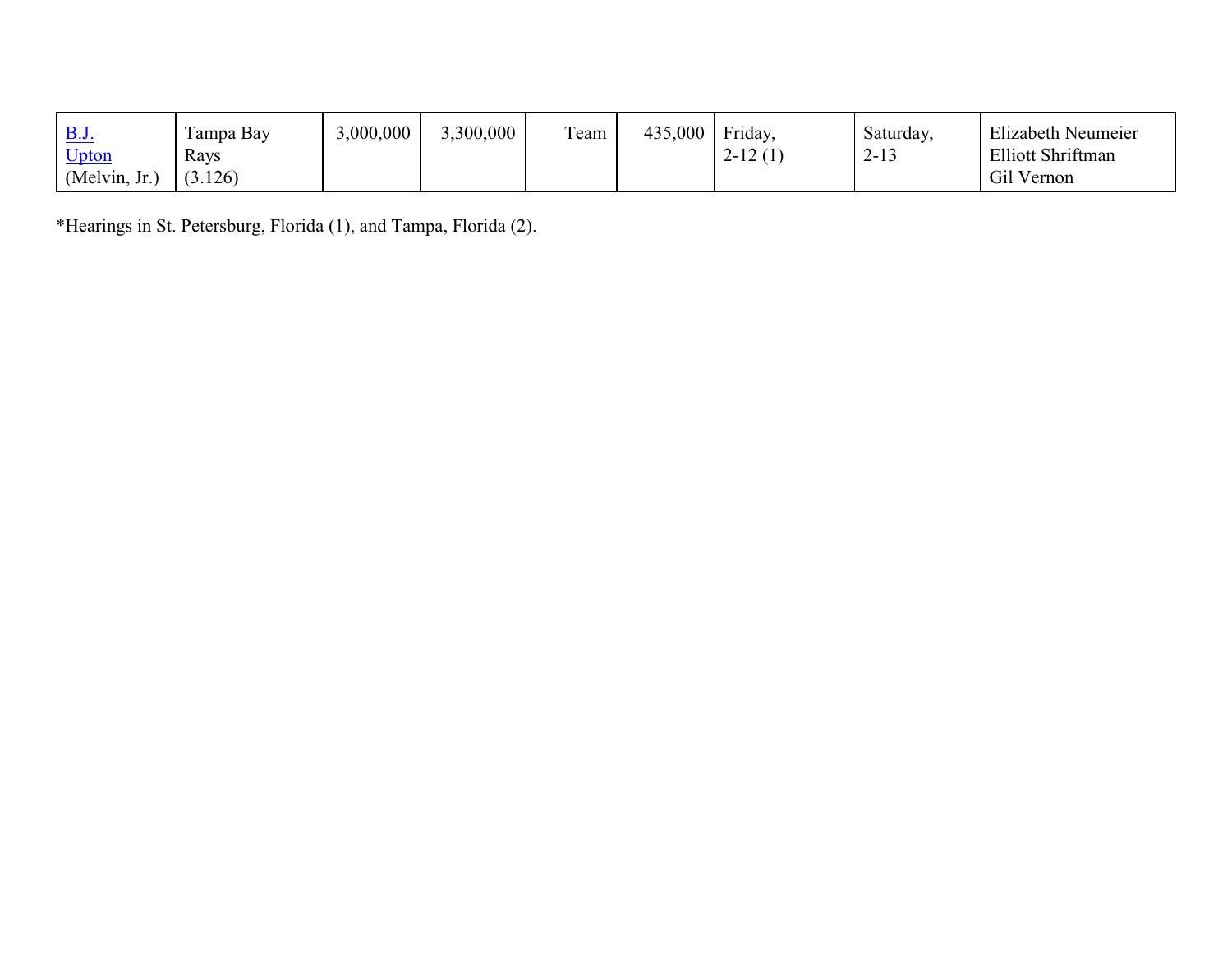| | | | | | | | | |
|---|---|---|---|---|---|---|---|---|
| B.J. Upton (Melvin, Jr.) | Tampa Bay Rays (3.126) | 3,000,000 | 3,300,000 | Team | 435,000 | Friday, 2-12 (1) | Saturday, 2-13 | Elizabeth Neumeier Elliott Shriftman Gil Vernon |

*Hearings in St. Petersburg, Florida (1), and Tampa, Florida (2).